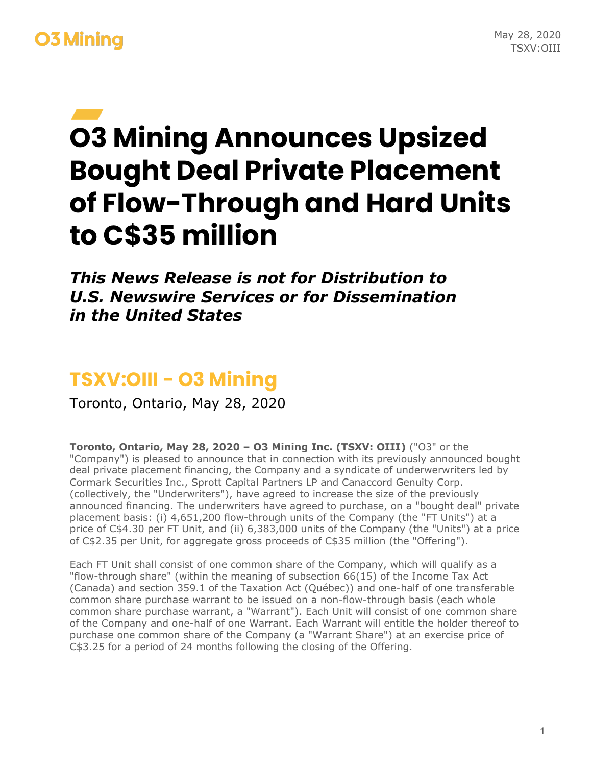# O3 Mining Announces Upsized Bought Deal Private Placement of Flow-Through and Hard Units to C$35 million

***This News Release is not for Distribution to U.S. Newswire Services or for Dissemination in the United States***

## TSXV:OIII - O3 Mining

Toronto, Ontario, May 28, 2020

**Toronto, Ontario, May 28, 2020 – O3 Mining Inc. (TSXV: OIII)** ("O3" or the "Company") is pleased to announce that in connection with its previously announced bought deal private placement financing, the Company and a syndicate of underwerwriters led by Cormark Securities Inc., Sprott Capital Partners LP and Canaccord Genuity Corp. (collectively, the "Underwriters"), have agreed to increase the size of the previously announced financing. The underwriters have agreed to purchase, on a "bought deal" private placement basis: (i) 4,651,200 flow-through units of the Company (the "FT Units") at a price of C$4.30 per FT Unit, and (ii) 6,383,000 units of the Company (the "Units") at a price of C$2.35 per Unit, for aggregate gross proceeds of C$35 million (the "Offering").

Each FT Unit shall consist of one common share of the Company, which will qualify as a "flow-through share" (within the meaning of subsection 66(15) of the Income Tax Act (Canada) and section 359.1 of the Taxation Act (Québec)) and one-half of one transferable common share purchase warrant to be issued on a non-flow-through basis (each whole common share purchase warrant, a "Warrant"). Each Unit will consist of one common share of the Company and one-half of one Warrant. Each Warrant will entitle the holder thereof to purchase one common share of the Company (a "Warrant Share") at an exercise price of C$3.25 for a period of 24 months following the closing of the Offering.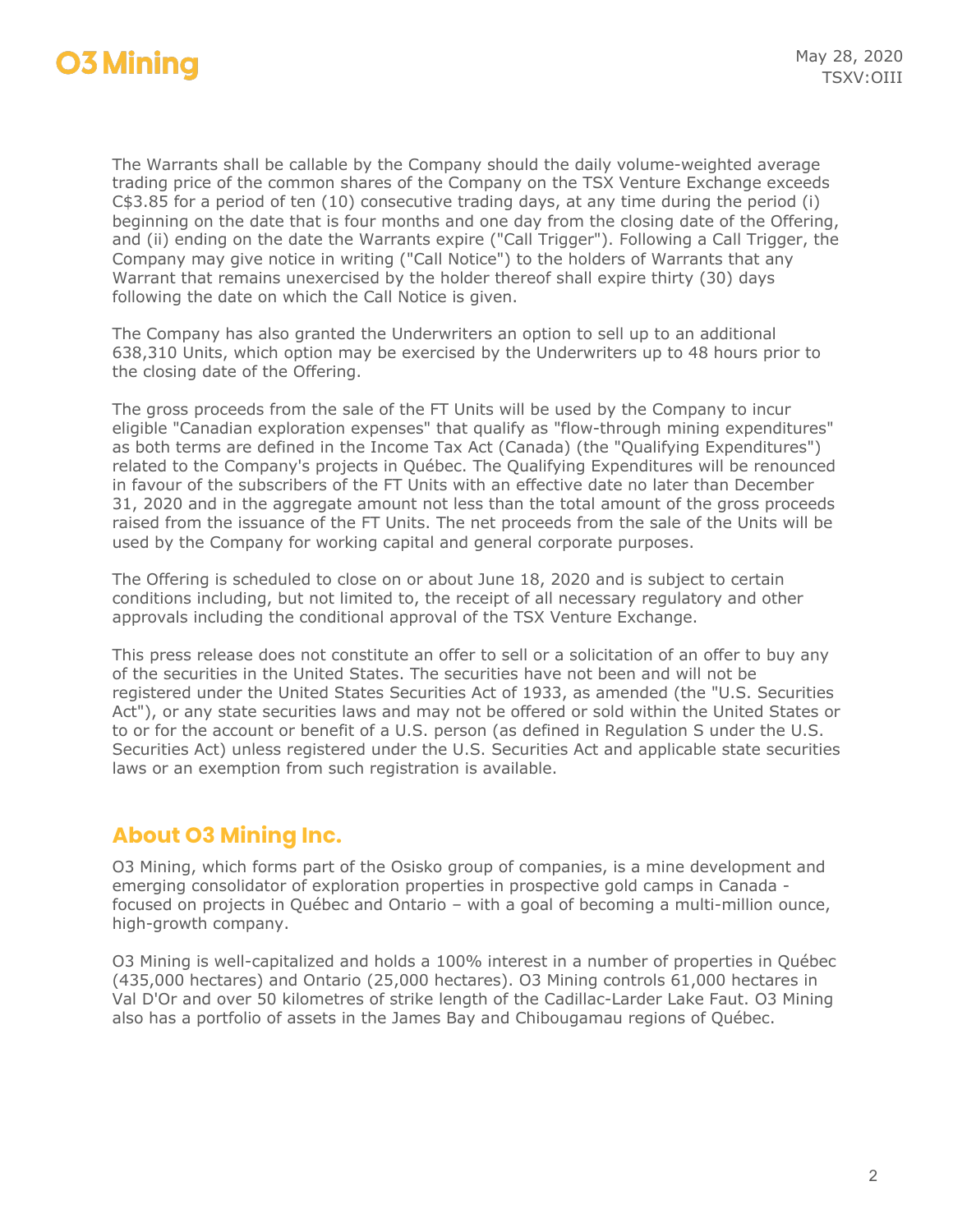The Warrants shall be callable by the Company should the daily volume-weighted average trading price of the common shares of the Company on the TSX Venture Exchange exceeds C$3.85 for a period of ten (10) consecutive trading days, at any time during the period (i) beginning on the date that is four months and one day from the closing date of the Offering, and (ii) ending on the date the Warrants expire ("Call Trigger"). Following a Call Trigger, the Company may give notice in writing ("Call Notice") to the holders of Warrants that any Warrant that remains unexercised by the holder thereof shall expire thirty (30) days following the date on which the Call Notice is given.

The Company has also granted the Underwriters an option to sell up to an additional 638,310 Units, which option may be exercised by the Underwriters up to 48 hours prior to the closing date of the Offering.

The gross proceeds from the sale of the FT Units will be used by the Company to incur eligible "Canadian exploration expenses" that qualify as "flow-through mining expenditures" as both terms are defined in the Income Tax Act (Canada) (the "Qualifying Expenditures") related to the Company's projects in Québec. The Qualifying Expenditures will be renounced in favour of the subscribers of the FT Units with an effective date no later than December 31, 2020 and in the aggregate amount not less than the total amount of the gross proceeds raised from the issuance of the FT Units. The net proceeds from the sale of the Units will be used by the Company for working capital and general corporate purposes.

The Offering is scheduled to close on or about June 18, 2020 and is subject to certain conditions including, but not limited to, the receipt of all necessary regulatory and other approvals including the conditional approval of the TSX Venture Exchange.

This press release does not constitute an offer to sell or a solicitation of an offer to buy any of the securities in the United States. The securities have not been and will not be registered under the United States Securities Act of 1933, as amended (the "U.S. Securities Act"), or any state securities laws and may not be offered or sold within the United States or to or for the account or benefit of a U.S. person (as defined in Regulation S under the U.S. Securities Act) unless registered under the U.S. Securities Act and applicable state securities laws or an exemption from such registration is available.

## About O3 Mining Inc.

O3 Mining, which forms part of the Osisko group of companies, is a mine development and emerging consolidator of exploration properties in prospective gold camps in Canada - focused on projects in Québec and Ontario – with a goal of becoming a multi-million ounce, high-growth company.

O3 Mining is well-capitalized and holds a 100% interest in a number of properties in Québec (435,000 hectares) and Ontario (25,000 hectares). O3 Mining controls 61,000 hectares in Val D'Or and over 50 kilometres of strike length of the Cadillac-Larder Lake Faut. O3 Mining also has a portfolio of assets in the James Bay and Chibougamau regions of Québec.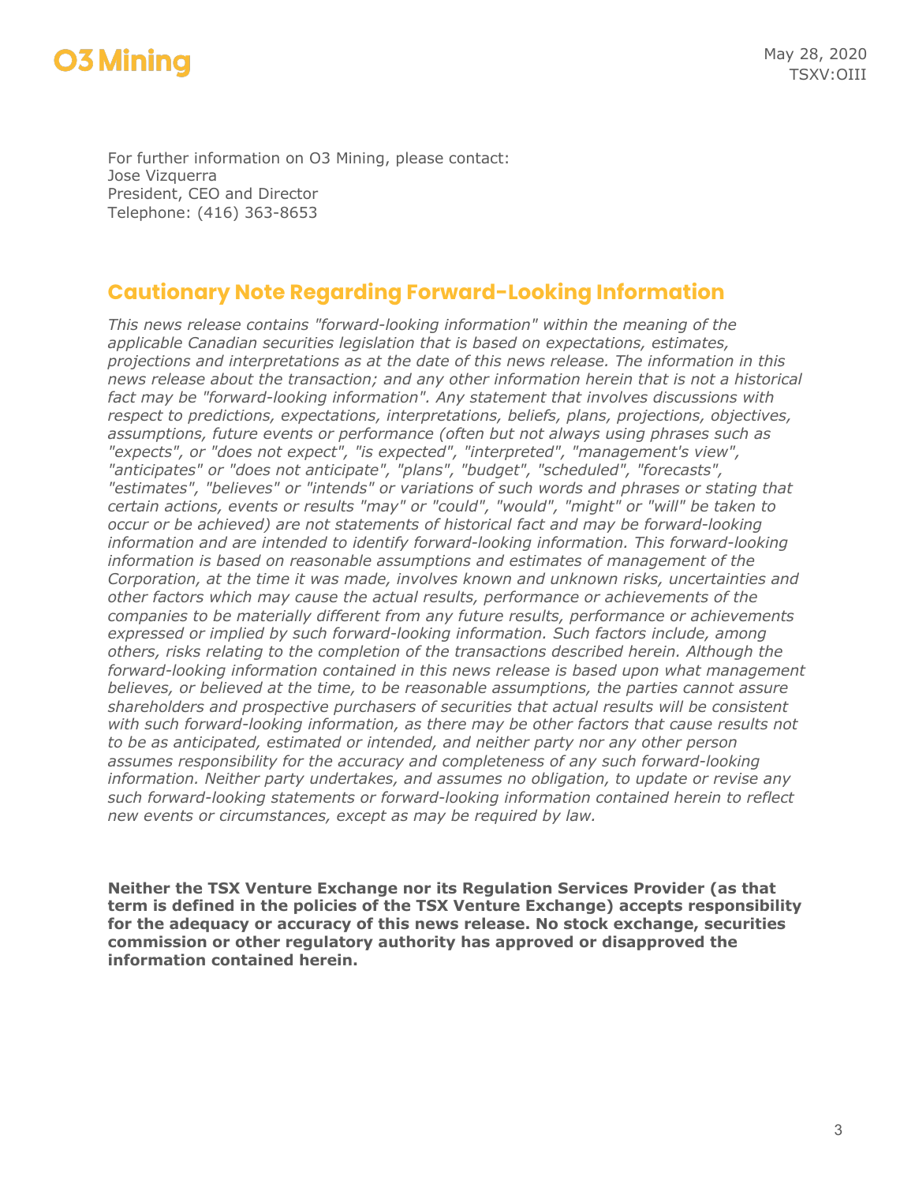For further information on O3 Mining, please contact:
Jose Vizquerra
President, CEO and Director
Telephone: (416) 363-8653

## Cautionary Note Regarding Forward-Looking Information

*This news release contains "forward-looking information" within the meaning of the applicable Canadian securities legislation that is based on expectations, estimates, projections and interpretations as at the date of this news release. The information in this news release about the transaction; and any other information herein that is not a historical fact may be "forward-looking information". Any statement that involves discussions with respect to predictions, expectations, interpretations, beliefs, plans, projections, objectives, assumptions, future events or performance (often but not always using phrases such as "expects", or "does not expect", "is expected", "interpreted", "management's view", "anticipates" or "does not anticipate", "plans", "budget", "scheduled", "forecasts", "estimates", "believes" or "intends" or variations of such words and phrases or stating that certain actions, events or results "may" or "could", "would", "might" or "will" be taken to occur or be achieved) are not statements of historical fact and may be forward-looking information and are intended to identify forward-looking information. This forward-looking information is based on reasonable assumptions and estimates of management of the Corporation, at the time it was made, involves known and unknown risks, uncertainties and other factors which may cause the actual results, performance or achievements of the companies to be materially different from any future results, performance or achievements expressed or implied by such forward-looking information. Such factors include, among others, risks relating to the completion of the transactions described herein. Although the forward-looking information contained in this news release is based upon what management believes, or believed at the time, to be reasonable assumptions, the parties cannot assure shareholders and prospective purchasers of securities that actual results will be consistent with such forward-looking information, as there may be other factors that cause results not to be as anticipated, estimated or intended, and neither party nor any other person assumes responsibility for the accuracy and completeness of any such forward-looking information. Neither party undertakes, and assumes no obligation, to update or revise any such forward-looking statements or forward-looking information contained herein to reflect new events or circumstances, except as may be required by law.*

**Neither the TSX Venture Exchange nor its Regulation Services Provider (as that term is defined in the policies of the TSX Venture Exchange) accepts responsibility for the adequacy or accuracy of this news release. No stock exchange, securities commission or other regulatory authority has approved or disapproved the information contained herein.**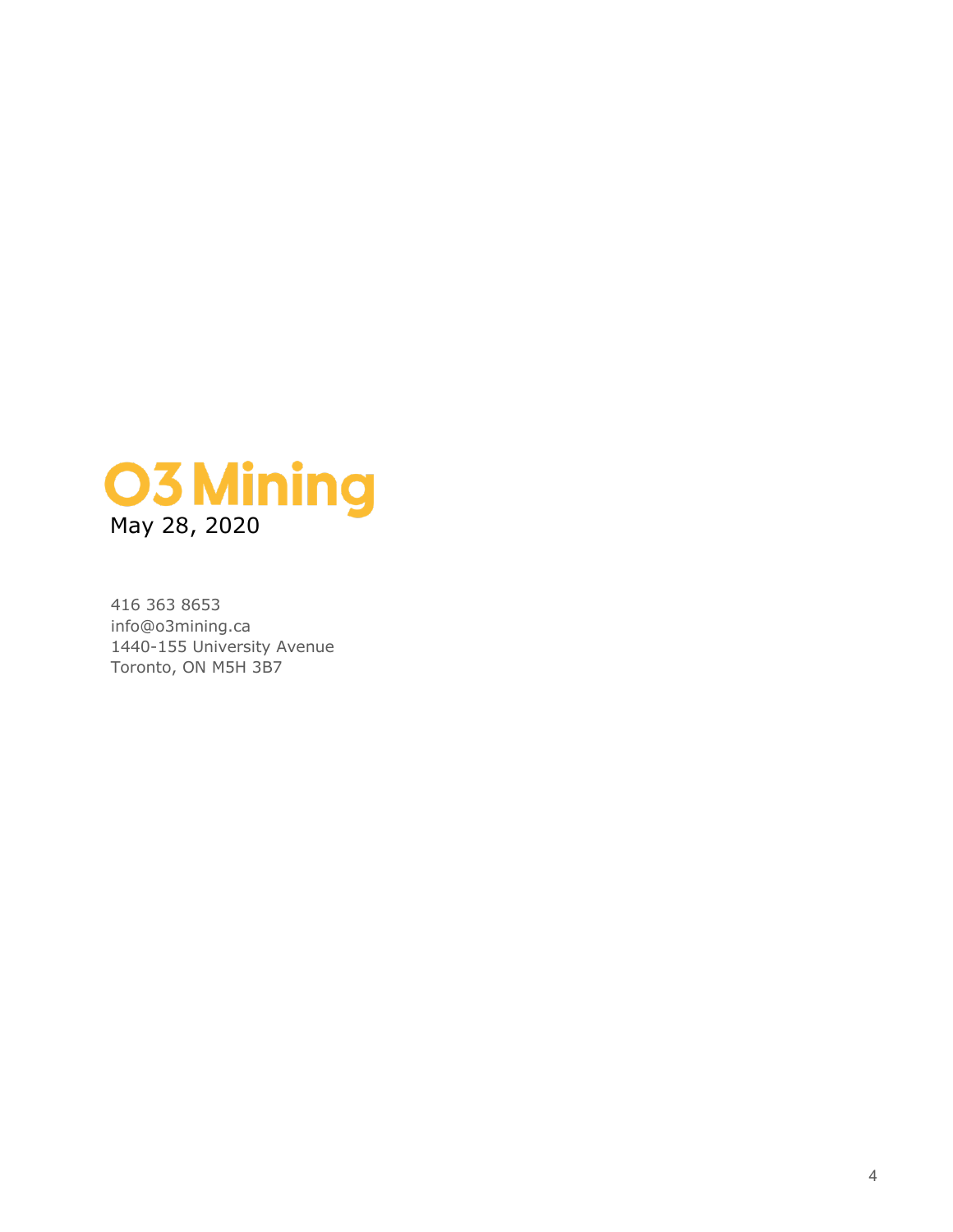O3 Mining

May 28, 2020

416 363 8653
info@o3mining.ca
1440-155 University Avenue
Toronto, ON M5H 3B7